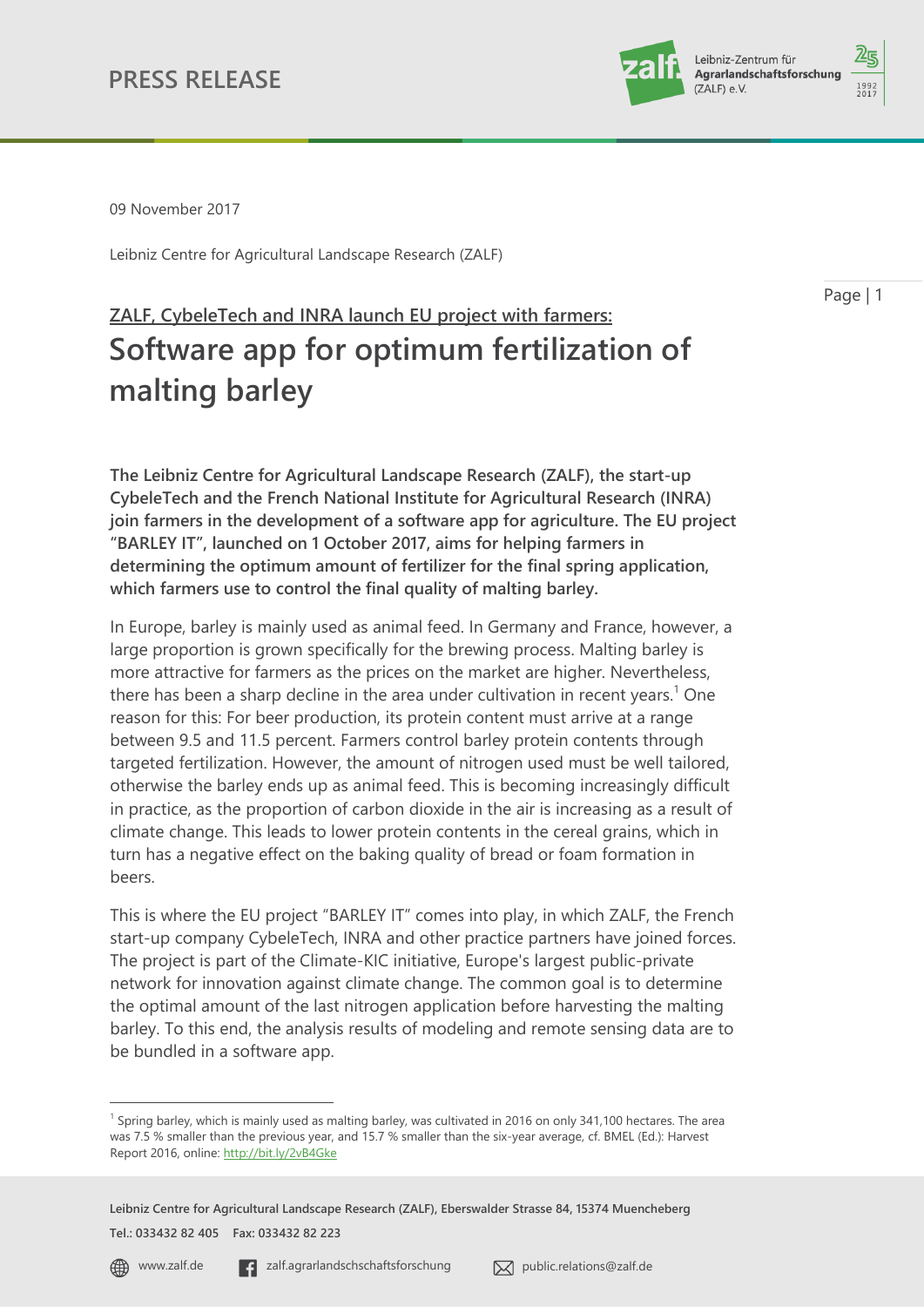PRESS RELEASE

09 November 2017

Leibniz Centre for Agricultural Landscape Research (ZALF)

ZALF, CybeleTech and INRA launch EU project with farmers:

# Software app for optimum fertilization of malting barley

**The Leibniz Centre for Agricultural Landscape Research (ZALF), the start-up CybeleTech and the French National Institute for Agricultural Research (INRA) join farmers in the development of a software app for agriculture. The EU project “BARLEY IT”, launched on 1 October 2017, aims for helping farmers in determining the optimum amount of fertilizer for the final spring application, which farmers use to control the final quality of malting barley.**

In Europe, barley is mainly used as animal feed. In Germany and France, however, a large proportion is grown specifically for the brewing process. Malting barley is more attractive for farmers as the prices on the market are higher. Nevertheless, there has been a sharp decline in the area under cultivation in recent years.[1] One reason for this: For beer production, its protein content must arrive at a range between 9.5 and 11.5 percent. Farmers control barley protein contents through targeted fertilization. However, the amount of nitrogen used must be well tailored, otherwise the barley ends up as animal feed. This is becoming increasingly difficult in practice, as the proportion of carbon dioxide in the air is increasing as a result of climate change. This leads to lower protein contents in the cereal grains, which in turn has a negative effect on the baking quality of bread or foam formation in beers.

This is where the EU project “BARLEY IT” comes into play, in which ZALF, the French start-up company CybeleTech, INRA and other practice partners have joined forces. The project is part of the Climate-KIC initiative, Europe's largest public-private network for innovation against climate change. The common goal is to determine the optimal amount of the last nitrogen application before harvesting the malting barley. To this end, the analysis results of modeling and remote sensing data are to be bundled in a software app.

[1] Spring barley, which is mainly used as malting barley, was cultivated in 2016 on only 341,100 hectares. The area was 7.5 % smaller than the previous year, and 15.7 % smaller than the six-year average, cf. BMEL (Ed.): Harvest Report 2016, online: http://bit.ly/2vB4Gke

**Leibniz Centre for Agricultural Landscape Research (ZALF), Eberswalder Strasse 84, 15374 Muencheberg**
**Tel.: 033432 82 405 Fax: 033432 82 223**

www.zalf.de zalf.agrarlandschschaftsforschung public.relations@zalf.de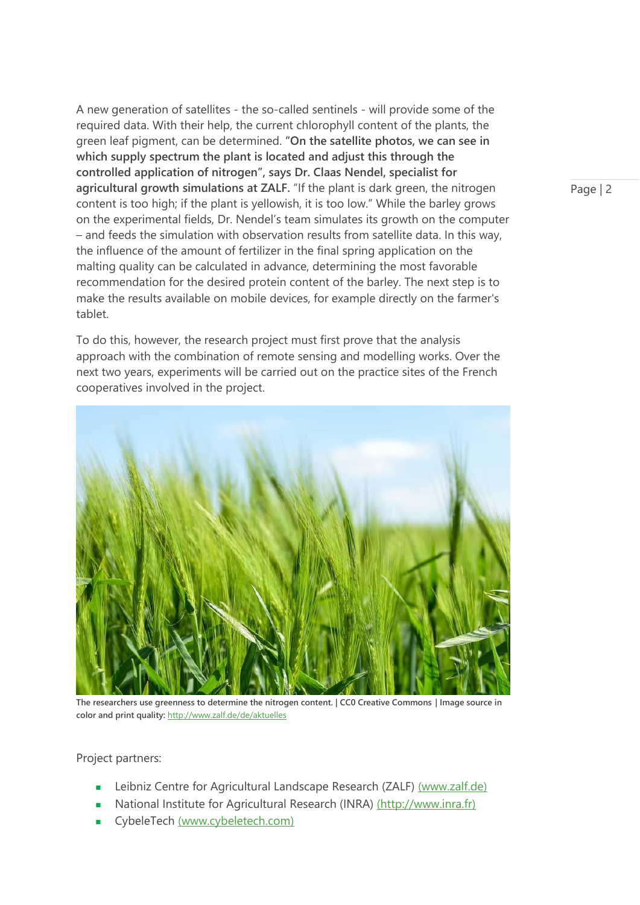A new generation of satellites - the so-called sentinels - will provide some of the required data. With their help, the current chlorophyll content of the plants, the green leaf pigment, can be determined. "**On the satellite photos, we can see in which supply spectrum the plant is located and adjust this through the controlled application of nitrogen", says Dr. Claas Nendel, specialist for agricultural growth simulations at ZALF.** "If the plant is dark green, the nitrogen content is too high; if the plant is yellowish, it is too low." While the barley grows on the experimental fields, Dr. Nendel's team simulates its growth on the computer – and feeds the simulation with observation results from satellite data. In this way, the influence of the amount of fertilizer in the final spring application on the malting quality can be calculated in advance, determining the most favorable recommendation for the desired protein content of the barley. The next step is to make the results available on mobile devices, for example directly on the farmer's tablet.

To do this, however, the research project must first prove that the analysis approach with the combination of remote sensing and modelling works. Over the next two years, experiments will be carried out on the practice sites of the French cooperatives involved in the project.

**The researchers use greenness to determine the nitrogen content. | CC0 Creative Commons | Image source in color and print quality:** http://www.zalf.de/de/aktuelles

Project partners:

- Leibniz Centre for Agricultural Landscape Research (ZALF) (www.zalf.de)
- National Institute for Agricultural Research (INRA) (http://www.inra.fr)
- CybeleTech (www.cybeletech.com)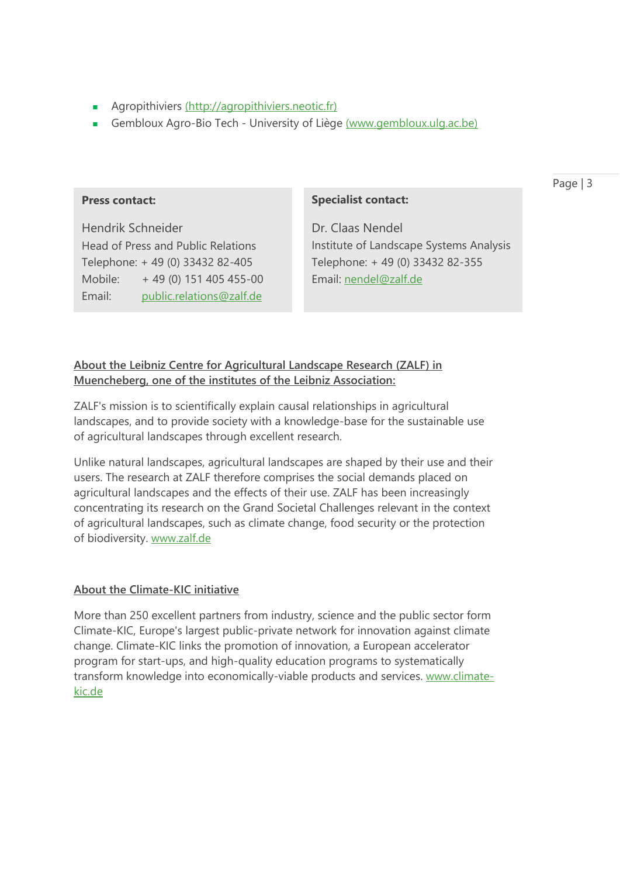- Agropithiviers (http://agropithiviers.neotic.fr)
- Gembloux Agro-Bio Tech - University of Liège (www.gembloux.ulg.ac.be)

**Press contact:**

Hendrik Schneider
Head of Press and Public Relations
Telephone: + 49 (0) 33432 82-405
Mobile: + 49 (0) 151 405 455-00
Email: public.relations@zalf.de

**Specialist contact:**

Dr. Claas Nendel
Institute of Landscape Systems Analysis
Telephone: + 49 (0) 33432 82-355
Email: nendel@zalf.de

## About the Leibniz Centre for Agricultural Landscape Research (ZALF) in Muencheberg, one of the institutes of the Leibniz Association:

ZALF's mission is to scientifically explain causal relationships in agricultural landscapes, and to provide society with a knowledge-base for the sustainable use of agricultural landscapes through excellent research.

Unlike natural landscapes, agricultural landscapes are shaped by their use and their users. The research at ZALF therefore comprises the social demands placed on agricultural landscapes and the effects of their use. ZALF has been increasingly concentrating its research on the Grand Societal Challenges relevant in the context of agricultural landscapes, such as climate change, food security or the protection of biodiversity. www.zalf.de

## About the Climate-KIC initiative

More than 250 excellent partners from industry, science and the public sector form Climate-KIC, Europe's largest public-private network for innovation against climate change. Climate-KIC links the promotion of innovation, a European accelerator program for start-ups, and high-quality education programs to systematically transform knowledge into economically-viable products and services. www.climate-kic.de